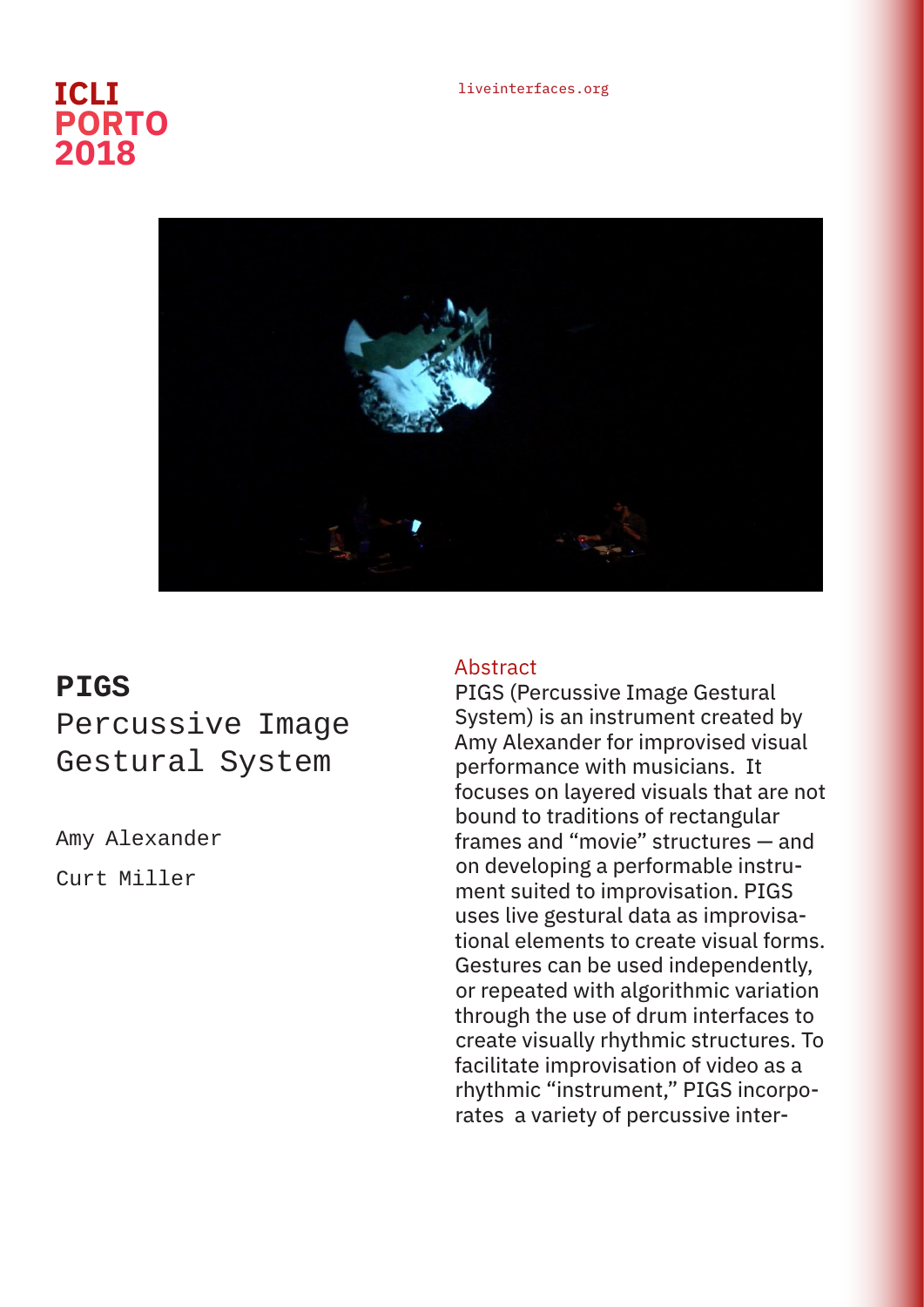ICLI PORTO 2018

liveinterfaces.org

# PIGS

## Percussive Image Gestural System

Amy Alexander

Curt Miller

### Abstract

PIGS (Percussive Image Gestural System) is an instrument created by Amy Alexander for improvised visual performance with musicians. It focuses on layered visuals that are not bound to traditions of rectangular frames and "movie" structures — and on developing a performable instrument suited to improvisation. PIGS uses live gestural data as improvisational elements to create visual forms. Gestures can be used independently, or repeated with algorithmic variation through the use of drum interfaces to create visually rhythmic structures. To facilitate improvisation of video as a rhythmic "instrument," PIGS incorporates a variety of percussive inter-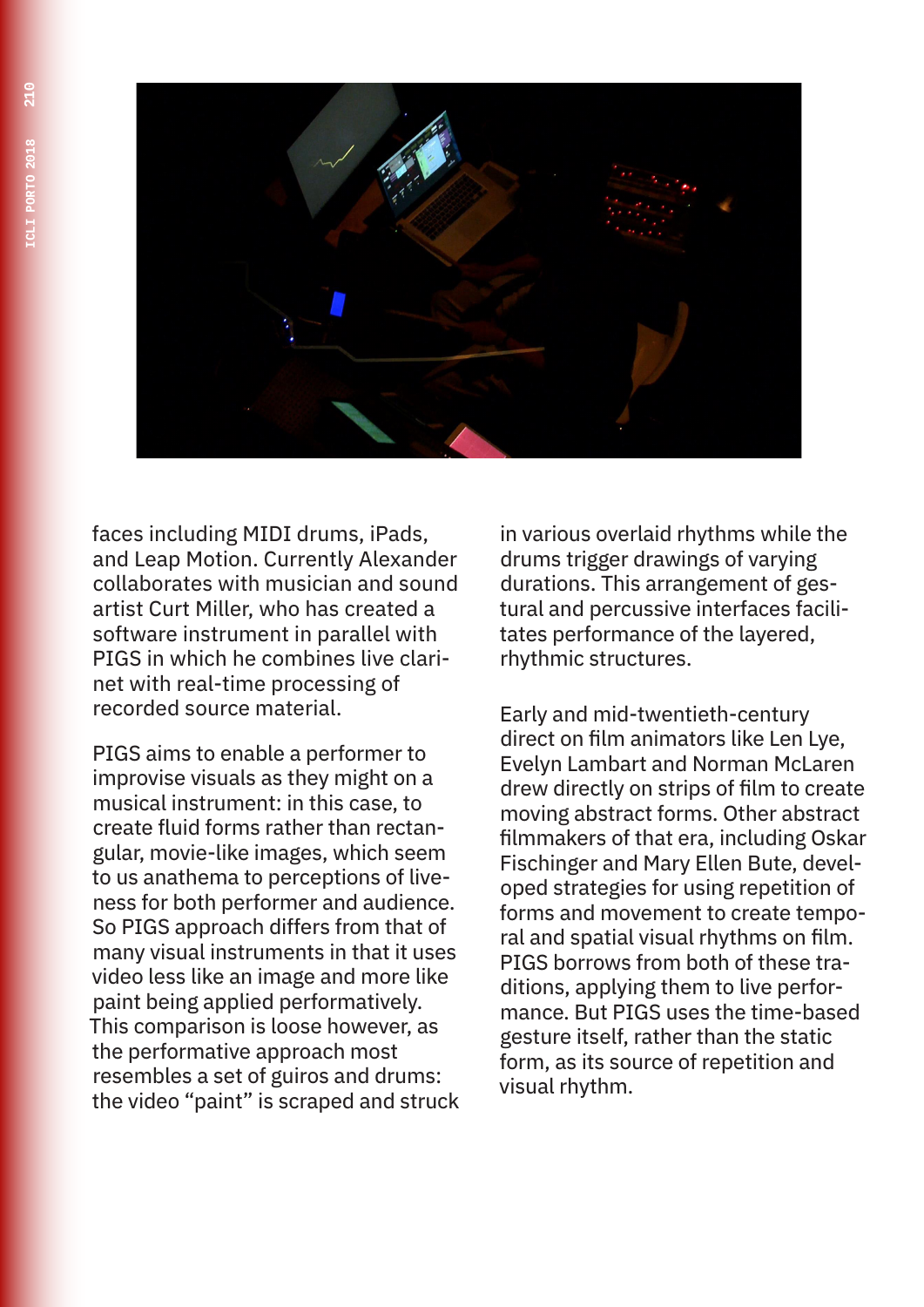faces including MIDI drums, iPads, and Leap Motion. Currently Alexander collaborates with musician and sound artist Curt Miller, who has created a software instrument in parallel with PIGS in which he combines live clarinet with real-time processing of recorded source material.

PIGS aims to enable a performer to improvise visuals as they might on a musical instrument: in this case, to create fluid forms rather than rectangular, movie-like images, which seem to us anathema to perceptions of liveness for both performer and audience. So PIGS approach differs from that of many visual instruments in that it uses video less like an image and more like paint being applied performatively. This comparison is loose however, as the performative approach most resembles a set of guiros and drums: the video "paint" is scraped and struck in various overlaid rhythms while the drums trigger drawings of varying durations. This arrangement of gestural and percussive interfaces facilitates performance of the layered, rhythmic structures.

Early and mid-twentieth-century direct on film animators like Len Lye, Evelyn Lambart and Norman McLaren drew directly on strips of film to create moving abstract forms. Other abstract filmmakers of that era, including Oskar Fischinger and Mary Ellen Bute, developed strategies for using repetition of forms and movement to create temporal and spatial visual rhythms on film. PIGS borrows from both of these traditions, applying them to live performance. But PIGS uses the time-based gesture itself, rather than the static form, as its source of repetition and visual rhythm.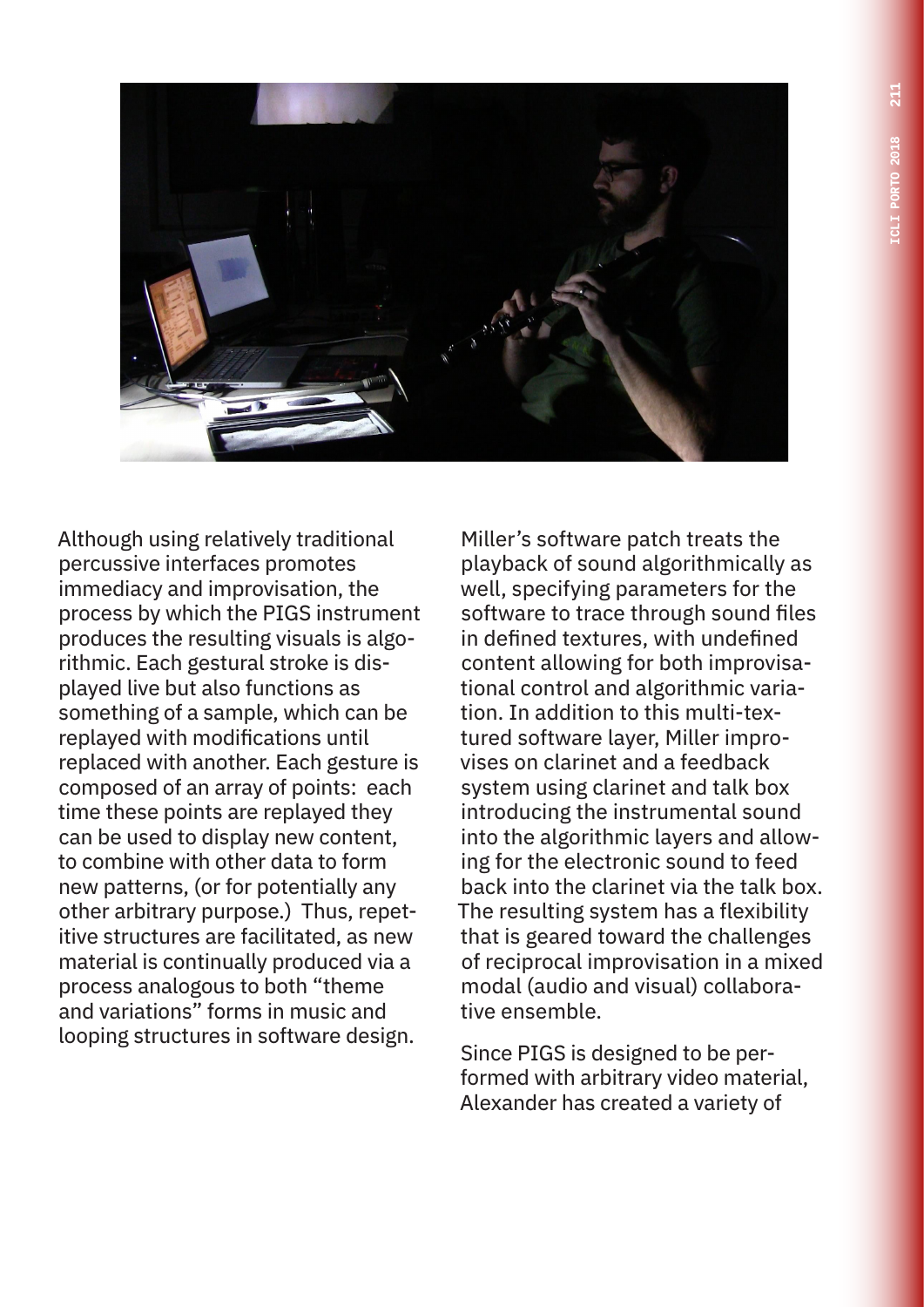Although using relatively traditional percussive interfaces promotes immediacy and improvisation, the process by which the PIGS instrument produces the resulting visuals is algorithmic. Each gestural stroke is displayed live but also functions as something of a sample, which can be replayed with modifications until replaced with another. Each gesture is composed of an array of points: each time these points are replayed they can be used to display new content, to combine with other data to form new patterns, (or for potentially any other arbitrary purpose.) Thus, repetitive structures are facilitated, as new material is continually produced via a process analogous to both "theme and variations" forms in music and looping structures in software design.

Miller's software patch treats the playback of sound algorithmically as well, specifying parameters for the software to trace through sound files in defined textures, with undefined content allowing for both improvisational control and algorithmic variation. In addition to this multi-textured software layer, Miller improvises on clarinet and a feedback system using clarinet and talk box introducing the instrumental sound into the algorithmic layers and allowing for the electronic sound to feed back into the clarinet via the talk box. The resulting system has a flexibility that is geared toward the challenges of reciprocal improvisation in a mixed modal (audio and visual) collaborative ensemble.

Since PIGS is designed to be performed with arbitrary video material, Alexander has created a variety of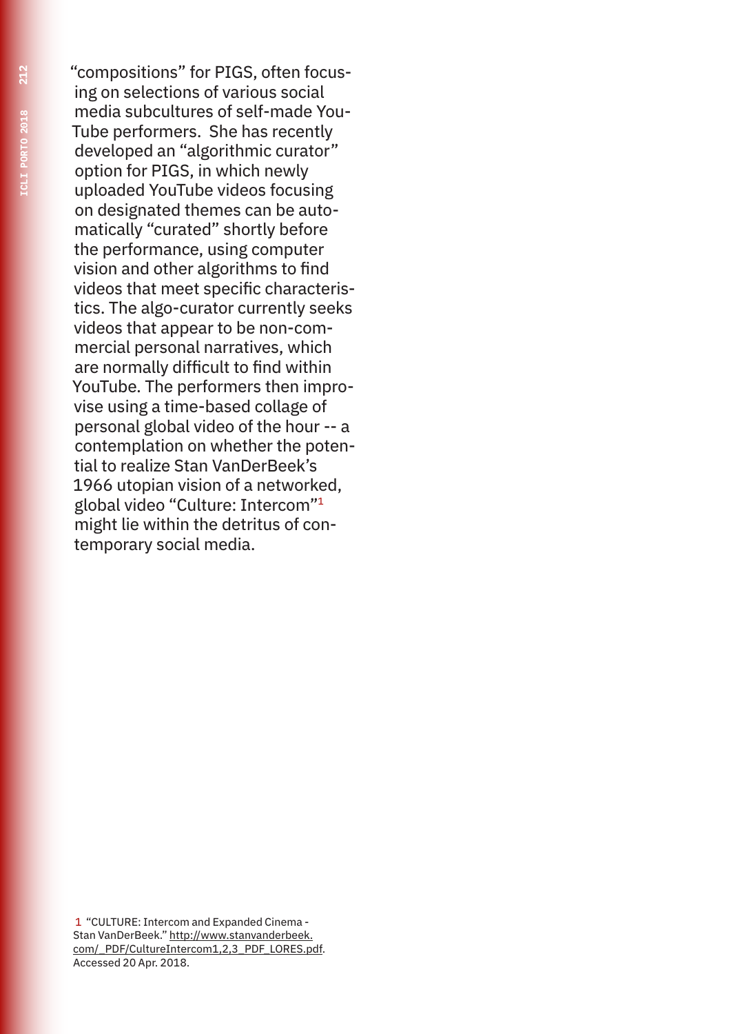"compositions" for PIGS, often focusing on selections of various social media subcultures of self-made YouTube performers. She has recently developed an "algorithmic curator" option for PIGS, in which newly uploaded YouTube videos focusing on designated themes can be automatically "curated" shortly before the performance, using computer vision and other algorithms to find videos that meet specific characteristics. The algo-curator currently seeks videos that appear to be non-commercial personal narratives, which are normally difficult to find within YouTube. The performers then improvise using a time-based collage of personal global video of the hour -- a contemplation on whether the potential to realize Stan VanDerBeek's 1966 utopian vision of a networked, global video "Culture: Intercom"[1] might lie within the detritus of contemporary social media.

1 "CULTURE: Intercom and Expanded Cinema - Stan VanDerBeek." http://www.stanvanderbeek.com/_PDF/CultureIntercom1,2,3_PDF_LORES.pdf. Accessed 20 Apr. 2018.